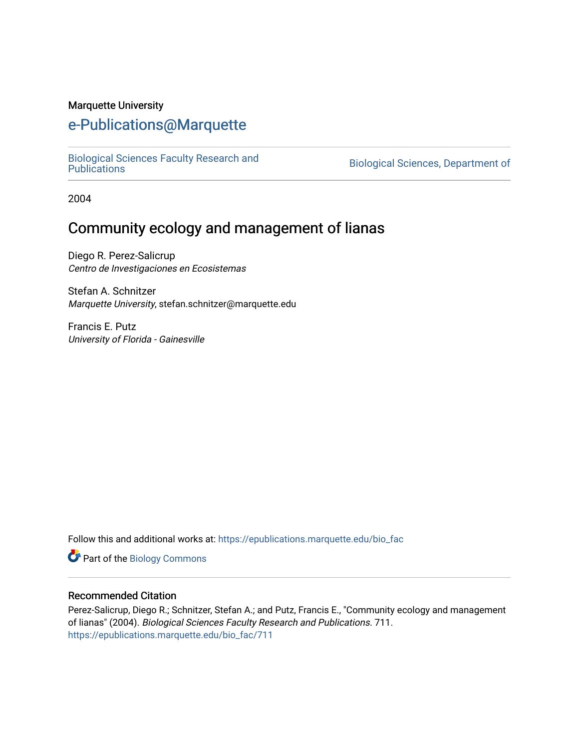Marquette University

# e-Publications@Marquette

Biological Sciences Faculty Research and Publications | Biological Sciences, Department of

2004

## Community ecology and management of lianas

Diego R. Perez-Salicrup
*Centro de Investigaciones en Ecosistemas*

Stefan A. Schnitzer
*Marquette University*, stefan.schnitzer@marquette.edu

Francis E. Putz
*University of Florida - Gainesville*

Follow this and additional works at: https://epublications.marquette.edu/bio_fac

Part of the Biology Commons

### Recommended Citation

Perez-Salicrup, Diego R.; Schnitzer, Stefan A.; and Putz, Francis E., "Community ecology and management of lianas" (2004). *Biological Sciences Faculty Research and Publications*. 711.
https://epublications.marquette.edu/bio_fac/711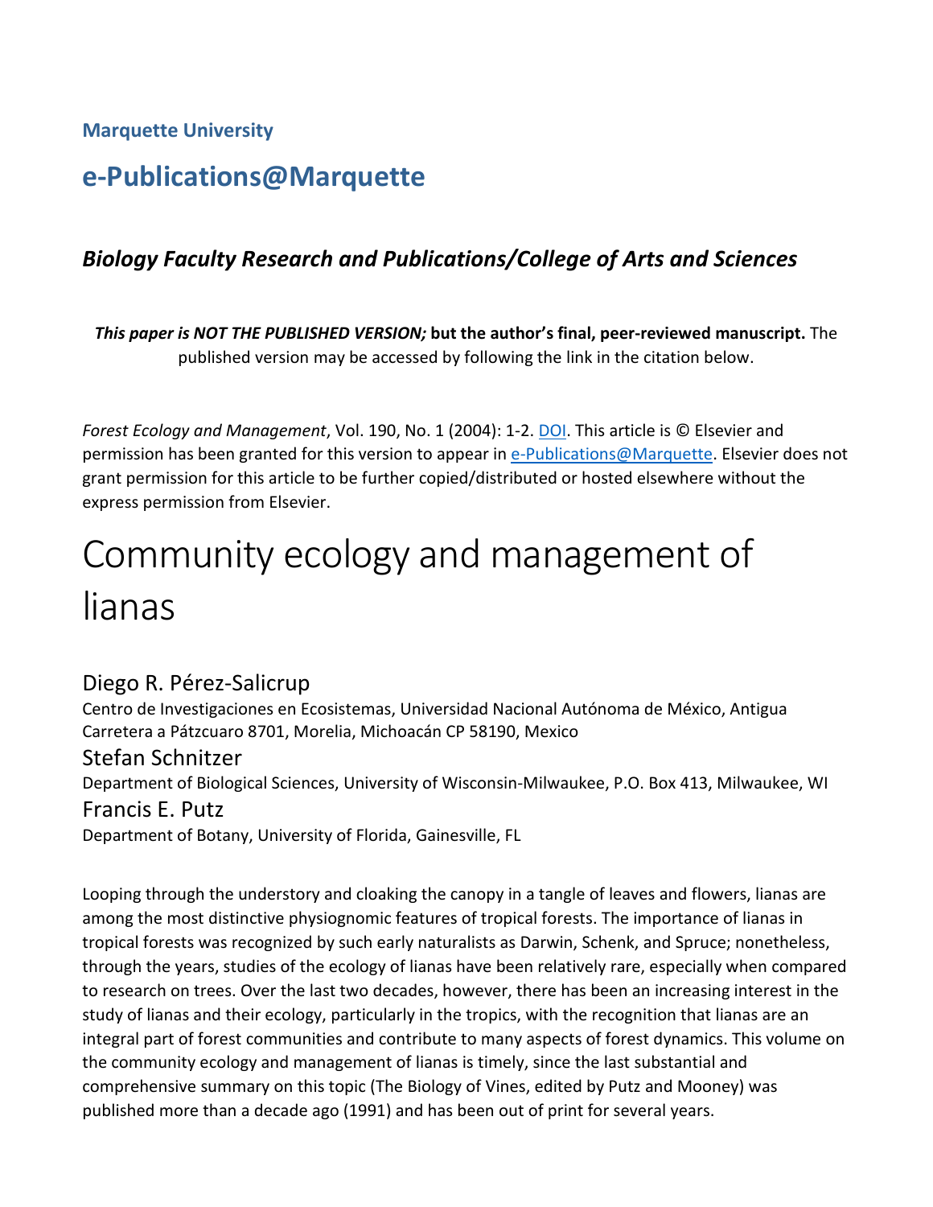**Marquette University**

## e-Publications@Marquette

### *Biology Faculty Research and Publications/College of Arts and Sciences*

***This paper is NOT THE PUBLISHED VERSION;* but the author's final, peer-reviewed manuscript.** The published version may be accessed by following the link in the citation below.

*Forest Ecology and Management*, Vol. 190, No. 1 (2004): 1-2. DOI. This article is © Elsevier and permission has been granted for this version to appear in e-Publications@Marquette. Elsevier does not grant permission for this article to be further copied/distributed or hosted elsewhere without the express permission from Elsevier.

# Community ecology and management of lianas

Diego R. Pérez-Salicrup
Centro de Investigaciones en Ecosistemas, Universidad Nacional Autónoma de México, Antigua Carretera a Pátzcuaro 8701, Morelia, Michoacán CP 58190, Mexico

Stefan Schnitzer
Department of Biological Sciences, University of Wisconsin-Milwaukee, P.O. Box 413, Milwaukee, WI

Francis E. Putz
Department of Botany, University of Florida, Gainesville, FL

Looping through the understory and cloaking the canopy in a tangle of leaves and flowers, lianas are among the most distinctive physiognomic features of tropical forests. The importance of lianas in tropical forests was recognized by such early naturalists as Darwin, Schenk, and Spruce; nonetheless, through the years, studies of the ecology of lianas have been relatively rare, especially when compared to research on trees. Over the last two decades, however, there has been an increasing interest in the study of lianas and their ecology, particularly in the tropics, with the recognition that lianas are an integral part of forest communities and contribute to many aspects of forest dynamics. This volume on the community ecology and management of lianas is timely, since the last substantial and comprehensive summary on this topic (The Biology of Vines, edited by Putz and Mooney) was published more than a decade ago (1991) and has been out of print for several years.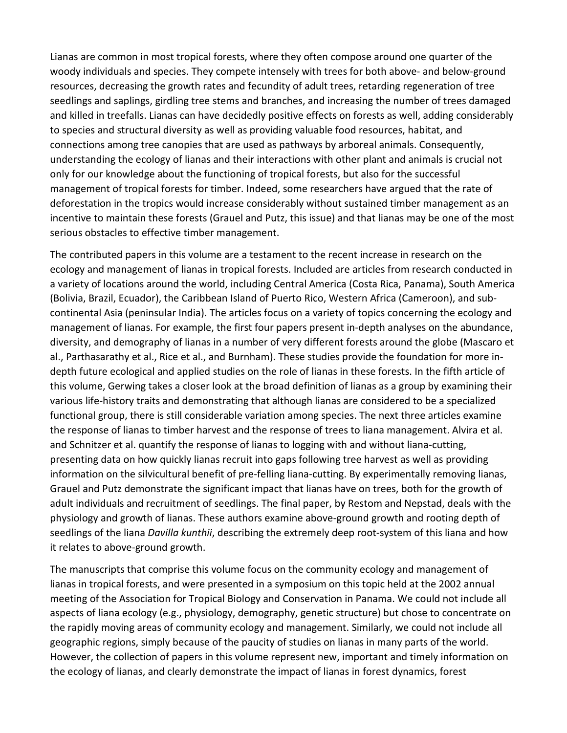Lianas are common in most tropical forests, where they often compose around one quarter of the woody individuals and species. They compete intensely with trees for both above- and below-ground resources, decreasing the growth rates and fecundity of adult trees, retarding regeneration of tree seedlings and saplings, girdling tree stems and branches, and increasing the number of trees damaged and killed in treefalls. Lianas can have decidedly positive effects on forests as well, adding considerably to species and structural diversity as well as providing valuable food resources, habitat, and connections among tree canopies that are used as pathways by arboreal animals. Consequently, understanding the ecology of lianas and their interactions with other plant and animals is crucial not only for our knowledge about the functioning of tropical forests, but also for the successful management of tropical forests for timber. Indeed, some researchers have argued that the rate of deforestation in the tropics would increase considerably without sustained timber management as an incentive to maintain these forests (Grauel and Putz, this issue) and that lianas may be one of the most serious obstacles to effective timber management.

The contributed papers in this volume are a testament to the recent increase in research on the ecology and management of lianas in tropical forests. Included are articles from research conducted in a variety of locations around the world, including Central America (Costa Rica, Panama), South America (Bolivia, Brazil, Ecuador), the Caribbean Island of Puerto Rico, Western Africa (Cameroon), and sub-continental Asia (peninsular India). The articles focus on a variety of topics concerning the ecology and management of lianas. For example, the first four papers present in-depth analyses on the abundance, diversity, and demography of lianas in a number of very different forests around the globe (Mascaro et al., Parthasarathy et al., Rice et al., and Burnham). These studies provide the foundation for more in-depth future ecological and applied studies on the role of lianas in these forests. In the fifth article of this volume, Gerwing takes a closer look at the broad definition of lianas as a group by examining their various life-history traits and demonstrating that although lianas are considered to be a specialized functional group, there is still considerable variation among species. The next three articles examine the response of lianas to timber harvest and the response of trees to liana management. Alvira et al. and Schnitzer et al. quantify the response of lianas to logging with and without liana-cutting, presenting data on how quickly lianas recruit into gaps following tree harvest as well as providing information on the silvicultural benefit of pre-felling liana-cutting. By experimentally removing lianas, Grauel and Putz demonstrate the significant impact that lianas have on trees, both for the growth of adult individuals and recruitment of seedlings. The final paper, by Restom and Nepstad, deals with the physiology and growth of lianas. These authors examine above-ground growth and rooting depth of seedlings of the liana *Davilla kunthii*, describing the extremely deep root-system of this liana and how it relates to above-ground growth.

The manuscripts that comprise this volume focus on the community ecology and management of lianas in tropical forests, and were presented in a symposium on this topic held at the 2002 annual meeting of the Association for Tropical Biology and Conservation in Panama. We could not include all aspects of liana ecology (e.g., physiology, demography, genetic structure) but chose to concentrate on the rapidly moving areas of community ecology and management. Similarly, we could not include all geographic regions, simply because of the paucity of studies on lianas in many parts of the world. However, the collection of papers in this volume represent new, important and timely information on the ecology of lianas, and clearly demonstrate the impact of lianas in forest dynamics, forest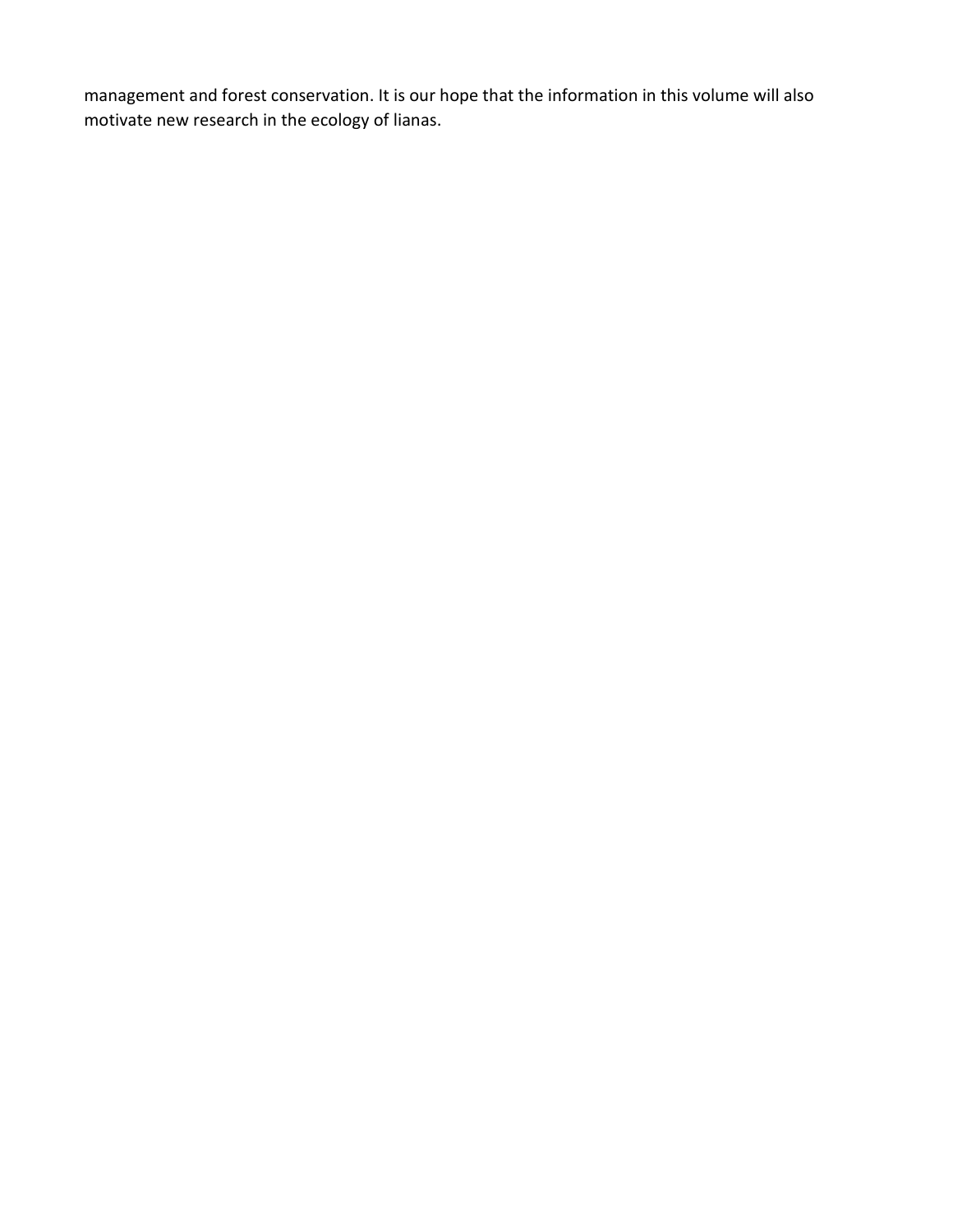management and forest conservation. It is our hope that the information in this volume will also motivate new research in the ecology of lianas.